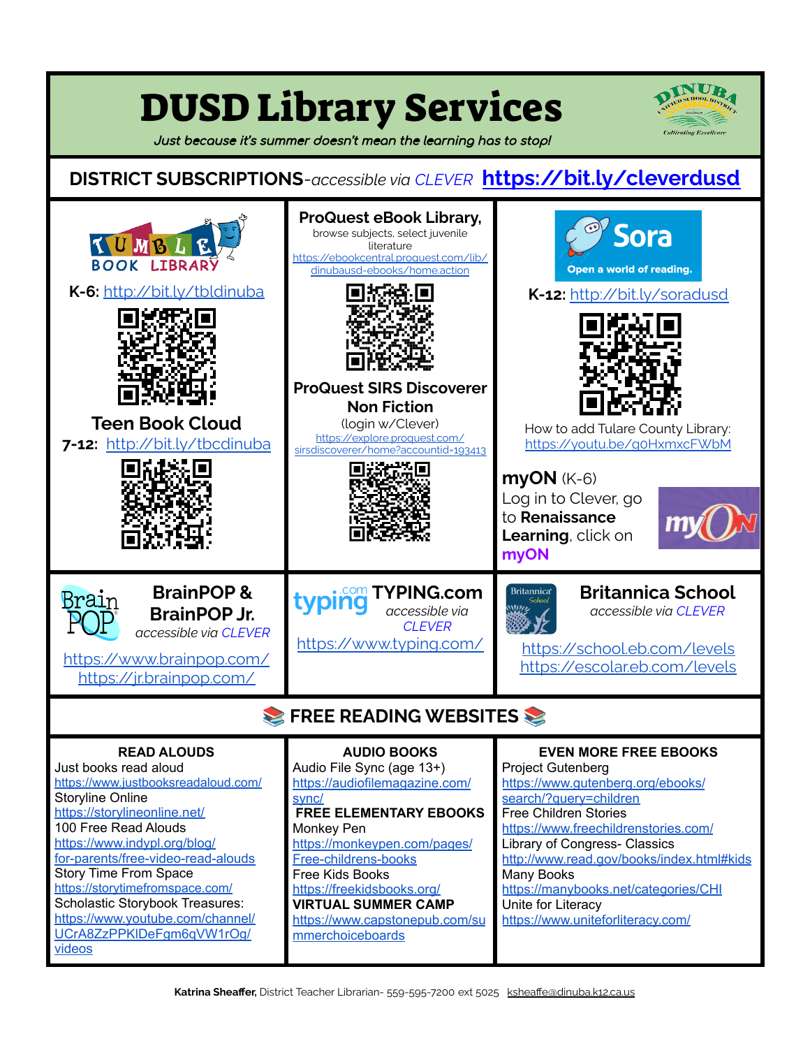# DUSD Library Services

*Just because it's summer doesn't mean the learning has to stop!*

## DISTRICT SUBSCRIPTIONS-*accessible via CLEVER* https://bit.ly/cleverdusd

### TUMBLE BOOK LIBRARY

**K-6:** http://bit.ly/tbldinuba

### Teen Book Cloud

**7-12:** http://bit.ly/tbcdinuba

### ProQuest eBook Library,

browse subjects, select juvenile literature

https://ebookcentral.proquest.com/lib/dinubausd-ebooks/home.action

### ProQuest SIRS Discoverer Non Fiction

(login w/Clever)

https://explore.proquest.com/sirsdiscoverer/home?accountid=193413

### Sora

Open a world of reading.

**K-12:** http://bit.ly/soradusd

How to add Tulare County Library: https://youtu.be/g0HxmxcFWbM

### myON (K-6)

Log in to Clever, go to **Renaissance Learning**, click on **myON**

### BrainPOP & BrainPOP Jr.

*accessible via CLEVER*

https://www.brainpop.com/
https://jr.brainpop.com/

### TYPING.com

*accessible via CLEVER*

https://www.typing.com/

### Britannica School

*accessible via CLEVER*

https://school.eb.com/levels
https://escolar.eb.com/levels

## 📚 FREE READING WEBSITES 📚

### READ ALOUDS

Just books read aloud
https://www.justbooksreadaloud.com/

Storyline Online
https://storylineonline.net/

100 Free Read Alouds
https://www.indypl.org/blog/for-parents/free-video-read-alouds

Story Time From Space
https://storytimefromspace.com/

Scholastic Storybook Treasures:
https://www.youtube.com/channel/UCrA8ZzPPKIDeFgm6qVW1rOg/videos

### AUDIO BOOKS

Audio File Sync (age 13+)
https://audiofilemagazine.com/sync/

### FREE ELEMENTARY EBOOKS

Monkey Pen
https://monkeypen.com/pages/Free-childrens-books

Free Kids Books
https://freekidsbooks.org/

### VIRTUAL SUMMER CAMP

https://www.capstonepub.com/summerchoiceboards

### EVEN MORE FREE EBOOKS

Project Gutenberg
https://www.gutenberg.org/ebooks/search/?query=children

Free Children Stories
https://www.freechildrenstories.com/

Library of Congress- Classics
http://www.read.gov/books/index.html#kids

Many Books
https://manybooks.net/categories/CHI

Unite for Literacy
https://www.uniteforliteracy.com/

**Katrina Sheaffer,** District Teacher Librarian- 559-595-7200 ext 5025 ksheaffe@dinuba.k12.ca.us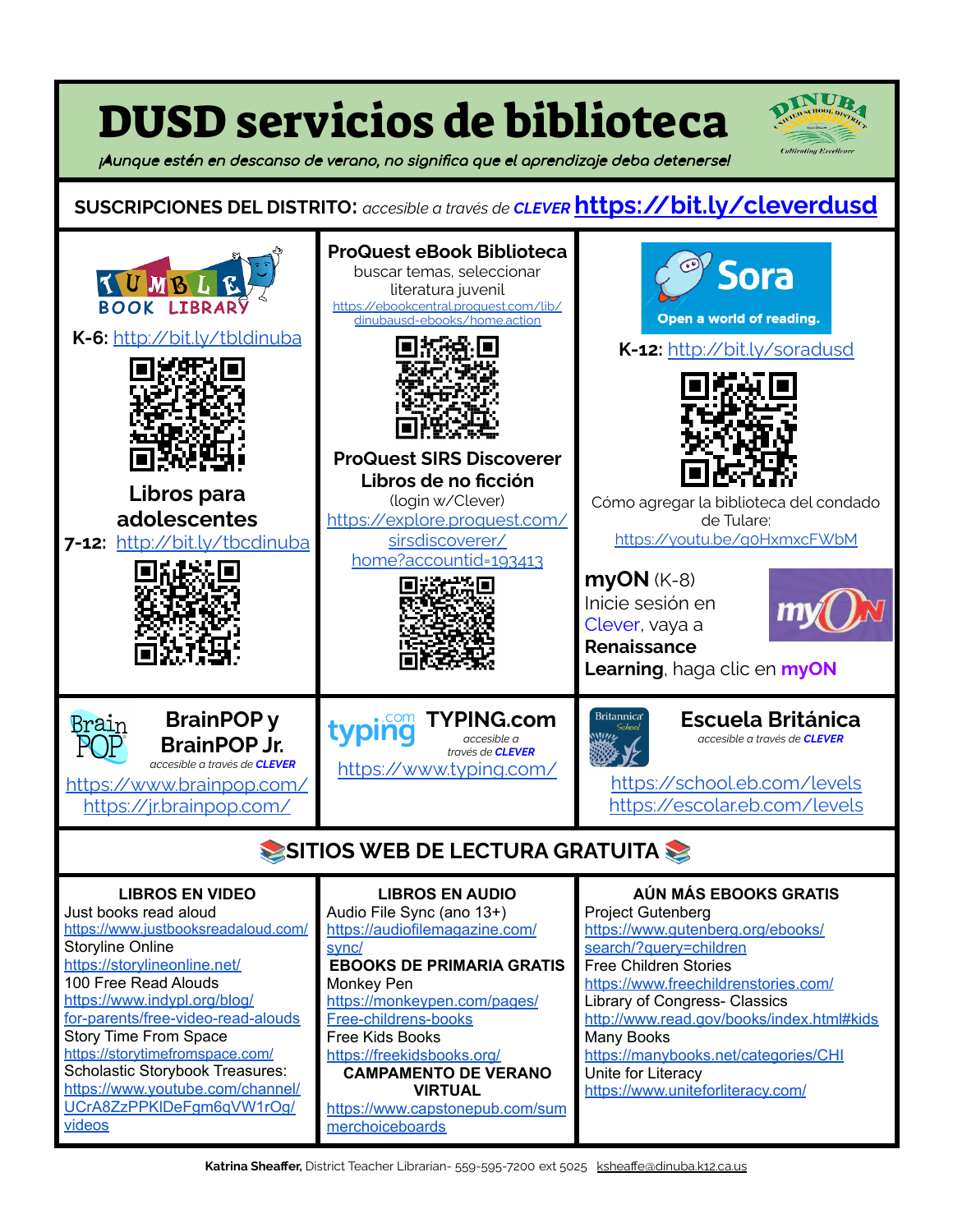# DUSD servicios de biblioteca

*¡Aunque estén en descanso de verano, no significa que el aprendizaje deba detenerse!*

Dinuba Unified School District — Cultivating Excellence

**SUSCRIPCIONES DEL DISTRITO:** *accesible a través de* ***CLEVER*** **https://bit.ly/cleverdusd**

## Tumble Book Library

**K-6:** http://bit.ly/tbldinuba

## Libros para adolescentes

**7-12:** http://bit.ly/tbcdinuba

## ProQuest eBook Biblioteca

buscar temas, seleccionar literatura juvenil

https://ebookcentral.proquest.com/lib/dinubausd-ebooks/home.action

## ProQuest SIRS Discoverer Libros de no ficción

(login w/Clever)

https://explore.proquest.com/sirsdiscoverer/home?accountid=193413

## Sora

Open a world of reading.

**K-12:** http://bit.ly/soradusd

Cómo agregar la biblioteca del condado de Tulare:

https://youtu.be/g0HxmxcFWbM

## myON (K-8)

Inicie sesión en Clever, vaya a **Renaissance Learning**, haga clic en **myON**

## BrainPOP y BrainPOP Jr.

*accesible a través de* ***CLEVER***

https://www.brainpop.com/

https://jr.brainpop.com/

## TYPING.com

*accesible a través de* ***CLEVER***

https://www.typing.com/

## Escuela Británica

*accesible a través de* ***CLEVER***

https://school.eb.com/levels

https://escolar.eb.com/levels

## 📚SITIOS WEB DE LECTURA GRATUITA📚

### LIBROS EN VIDEO

Just books read aloud
https://www.justbooksreadaloud.com/

Storyline Online
https://storylineonline.net/

100 Free Read Alouds
https://www.indypl.org/blog/for-parents/free-video-read-alouds

Story Time From Space
https://storytimefromspace.com/

Scholastic Storybook Treasures:
https://www.youtube.com/channel/UCrA8ZzPPKIDeFgm6qVW1rOg/videos

### LIBROS EN AUDIO

Audio File Sync (ano 13+)
https://audiofilemagazine.com/sync/

### EBOOKS DE PRIMARIA GRATIS

Monkey Pen
https://monkeypen.com/pages/Free-childrens-books

Free Kids Books
https://freekidsbooks.org/

### CAMPAMENTO DE VERANO VIRTUAL

https://www.capstonepub.com/summerchoiceboards

### AÚN MÁS EBOOKS GRATIS

Project Gutenberg
https://www.gutenberg.org/ebooks/search/?query=children

Free Children Stories
https://www.freechildrenstories.com/

Library of Congress- Classics
http://www.read.gov/books/index.html#kids

Many Books
https://manybooks.net/categories/CHI

Unite for Literacy
https://www.uniteforliteracy.com/

**Katrina Sheaffer,** District Teacher Librarian- 559-595-7200 ext 5025 ksheaffe@dinuba.k12.ca.us